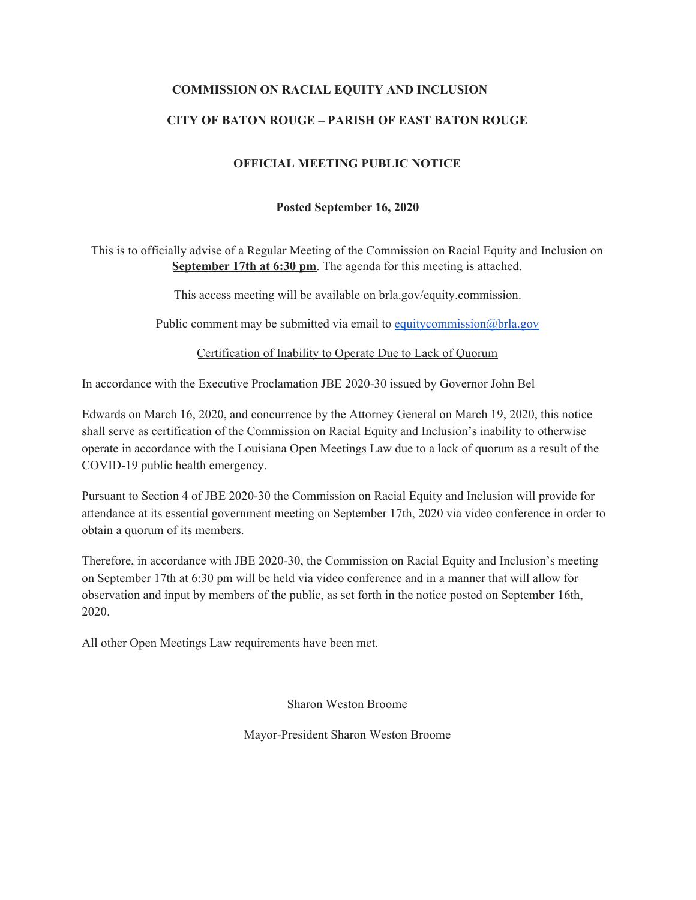**COMMISSION ON RACIAL EQUITY AND INCLUSION**

**CITY OF BATON ROUGE – PARISH OF EAST BATON ROUGE**

**OFFICIAL MEETING PUBLIC NOTICE**

**Posted September 16, 2020**

This is to officially advise of a Regular Meeting of the Commission on Racial Equity and Inclusion on **September 17th at 6:30 pm**. The agenda for this meeting is attached.

This access meeting will be available on brla.gov/equity.commission.

Public comment may be submitted via email to equitycommission@brla.gov

Certification of Inability to Operate Due to Lack of Quorum

In accordance with the Executive Proclamation JBE 2020-30 issued by Governor John Bel

Edwards on March 16, 2020, and concurrence by the Attorney General on March 19, 2020, this notice shall serve as certification of the Commission on Racial Equity and Inclusion's inability to otherwise operate in accordance with the Louisiana Open Meetings Law due to a lack of quorum as a result of the COVID-19 public health emergency.

Pursuant to Section 4 of JBE 2020-30 the Commission on Racial Equity and Inclusion will provide for attendance at its essential government meeting on September 17th, 2020 via video conference in order to obtain a quorum of its members.

Therefore, in accordance with JBE 2020-30, the Commission on Racial Equity and Inclusion's meeting on September 17th at 6:30 pm will be held via video conference and in a manner that will allow for observation and input by members of the public, as set forth in the notice posted on September 16th, 2020.

All other Open Meetings Law requirements have been met.

Sharon Weston Broome

Mayor-President Sharon Weston Broome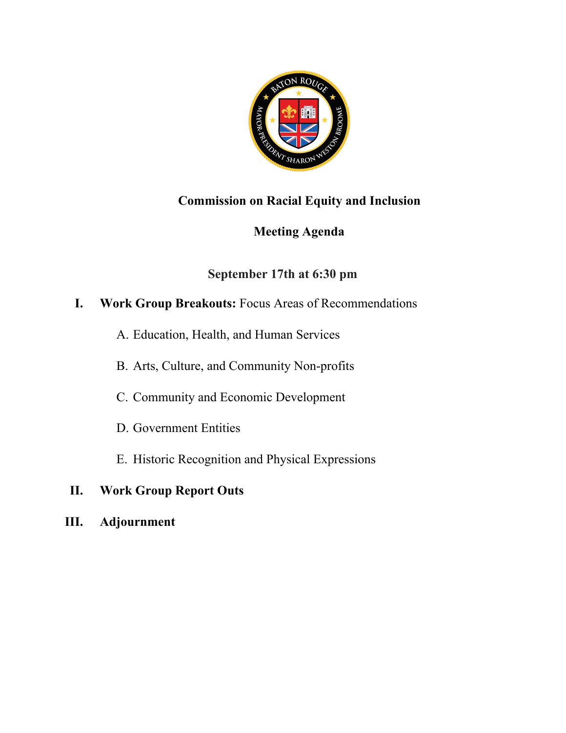**Commission on Racial Equity and Inclusion**

**Meeting Agenda**

**September 17th at 6:30 pm**

I. **Work Group Breakouts:** Focus Areas of Recommendations

   A. Education, Health, and Human Services

   B. Arts, Culture, and Community Non-profits

   C. Community and Economic Development

   D. Government Entities

   E. Historic Recognition and Physical Expressions

II. **Work Group Report Outs**

III. **Adjournment**